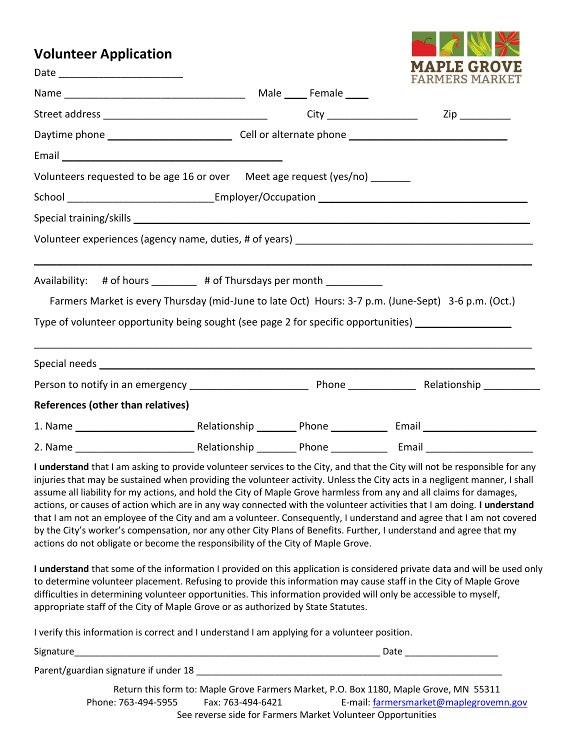# Volunteer Application

MAPLE GROVE FARMERS MARKET

Date ______________________

Name __________________________________ Male ____ Female ____

Street address ______________________________ City _________________ Zip __________

Daytime phone ______________________ Cell or alternate phone _____________________________

Email ________________________________________

Volunteers requested to be age 16 or over Meet age request (yes/no) _______

School __________________________Employer/Occupation ______________________________________

Special training/skills __________________________________________________________________________

Volunteer experiences (agency name, duties, # of years) ____________________________________________

_______________________________________________________________________________________

Availability: # of hours ________ # of Thursdays per month __________

Farmers Market is every Thursday (mid-June to late Oct) Hours: 3-7 p.m. (June-Sept) 3-6 p.m. (Oct.)

Type of volunteer opportunity being sought (see page 2 for specific opportunities) ________________

_______________________________________________________________________________________

Special needs __________________________________________________________________________

Person to notify in an emergency _____________________ Phone ____________ Relationship __________

**References (other than relatives)**

1. Name ______________________ Relationship _______ Phone __________ Email ____________________
2. Name ______________________ Relationship _______ Phone __________ Email ____________________

**I understand** that I am asking to provide volunteer services to the City, and that the City will not be responsible for any injuries that may be sustained when providing the volunteer activity. Unless the City acts in a negligent manner, I shall assume all liability for my actions, and hold the City of Maple Grove harmless from any and all claims for damages, actions, or causes of action which are in any way connected with the volunteer activities that I am doing. **I understand** that I am not an employee of the City and am a volunteer. Consequently, I understand and agree that I am not covered by the City's worker's compensation, nor any other City Plans of Benefits. Further, I understand and agree that my actions do not obligate or become the responsibility of the City of Maple Grove.

**I understand** that some of the information I provided on this application is considered private data and will be used only to determine volunteer placement. Refusing to provide this information may cause staff in the City of Maple Grove difficulties in determining volunteer opportunities. This information provided will only be accessible to myself, appropriate staff of the City of Maple Grove or as authorized by State Statutes.

I verify this information is correct and I understand I am applying for a volunteer position.

Signature_______________________________________________________________ Date __________________

Parent/guardian signature if under 18 _____________________________________________________________

Return this form to: Maple Grove Farmers Market, P.O. Box 1180, Maple Grove, MN 55311
Phone: 763-494-5955 Fax: 763-494-6421 E-mail: farmersmarket@maplegrovemn.gov
See reverse side for Farmers Market Volunteer Opportunities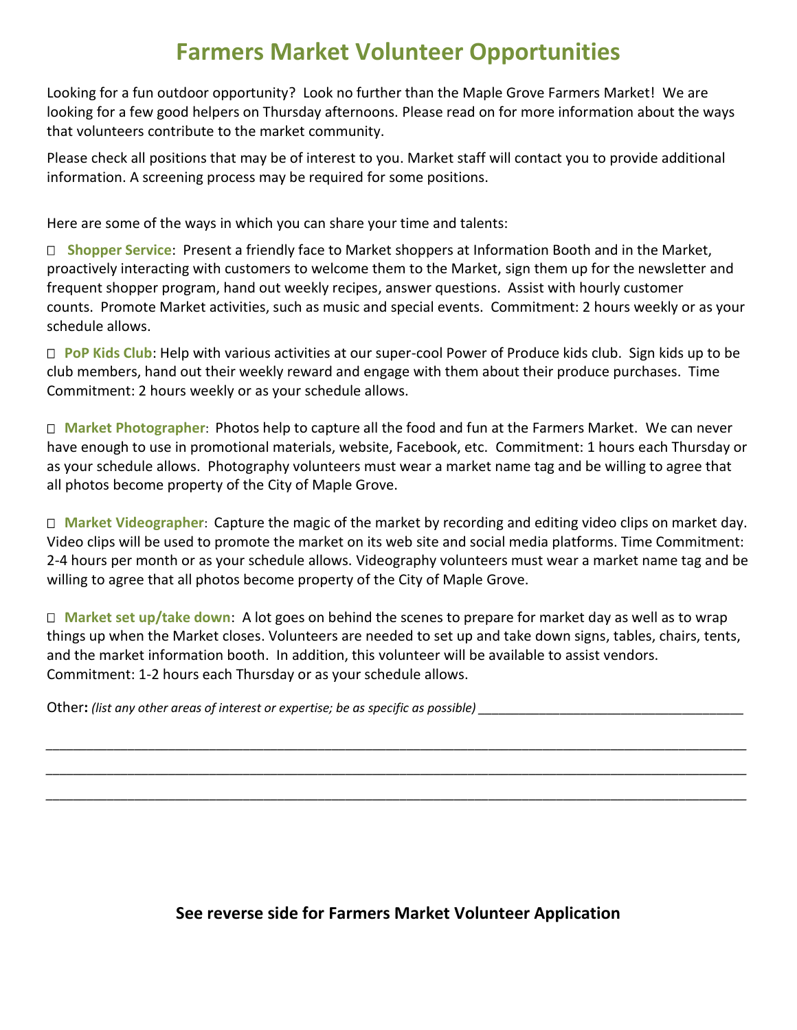# Farmers Market Volunteer Opportunities

Looking for a fun outdoor opportunity? Look no further than the Maple Grove Farmers Market! We are looking for a few good helpers on Thursday afternoons. Please read on for more information about the ways that volunteers contribute to the market community.

Please check all positions that may be of interest to you. Market staff will contact you to provide additional information. A screening process may be required for some positions.

Here are some of the ways in which you can share your time and talents:

☐ **Shopper Service**: Present a friendly face to Market shoppers at Information Booth and in the Market, proactively interacting with customers to welcome them to the Market, sign them up for the newsletter and frequent shopper program, hand out weekly recipes, answer questions. Assist with hourly customer counts. Promote Market activities, such as music and special events. Commitment: 2 hours weekly or as your schedule allows.

☐ **PoP Kids Club**: Help with various activities at our super-cool Power of Produce kids club. Sign kids up to be club members, hand out their weekly reward and engage with them about their produce purchases. Time Commitment: 2 hours weekly or as your schedule allows.

☐ **Market Photographer**: Photos help to capture all the food and fun at the Farmers Market. We can never have enough to use in promotional materials, website, Facebook, etc. Commitment: 1 hours each Thursday or as your schedule allows. Photography volunteers must wear a market name tag and be willing to agree that all photos become property of the City of Maple Grove.

☐ **Market Videographer**: Capture the magic of the market by recording and editing video clips on market day. Video clips will be used to promote the market on its web site and social media platforms. Time Commitment: 2-4 hours per month or as your schedule allows. Videography volunteers must wear a market name tag and be willing to agree that all photos become property of the City of Maple Grove.

☐ **Market set up/take down**: A lot goes on behind the scenes to prepare for market day as well as to wrap things up when the Market closes. Volunteers are needed to set up and take down signs, tables, chairs, tents, and the market information booth. In addition, this volunteer will be available to assist vendors. Commitment: 1-2 hours each Thursday or as your schedule allows.

Other**:** *(list any other areas of interest or expertise; be as specific as possible)* ____________________________________

______________________________________________________________________________________________

______________________________________________________________________________________________

______________________________________________________________________________________________

**See reverse side for Farmers Market Volunteer Application**